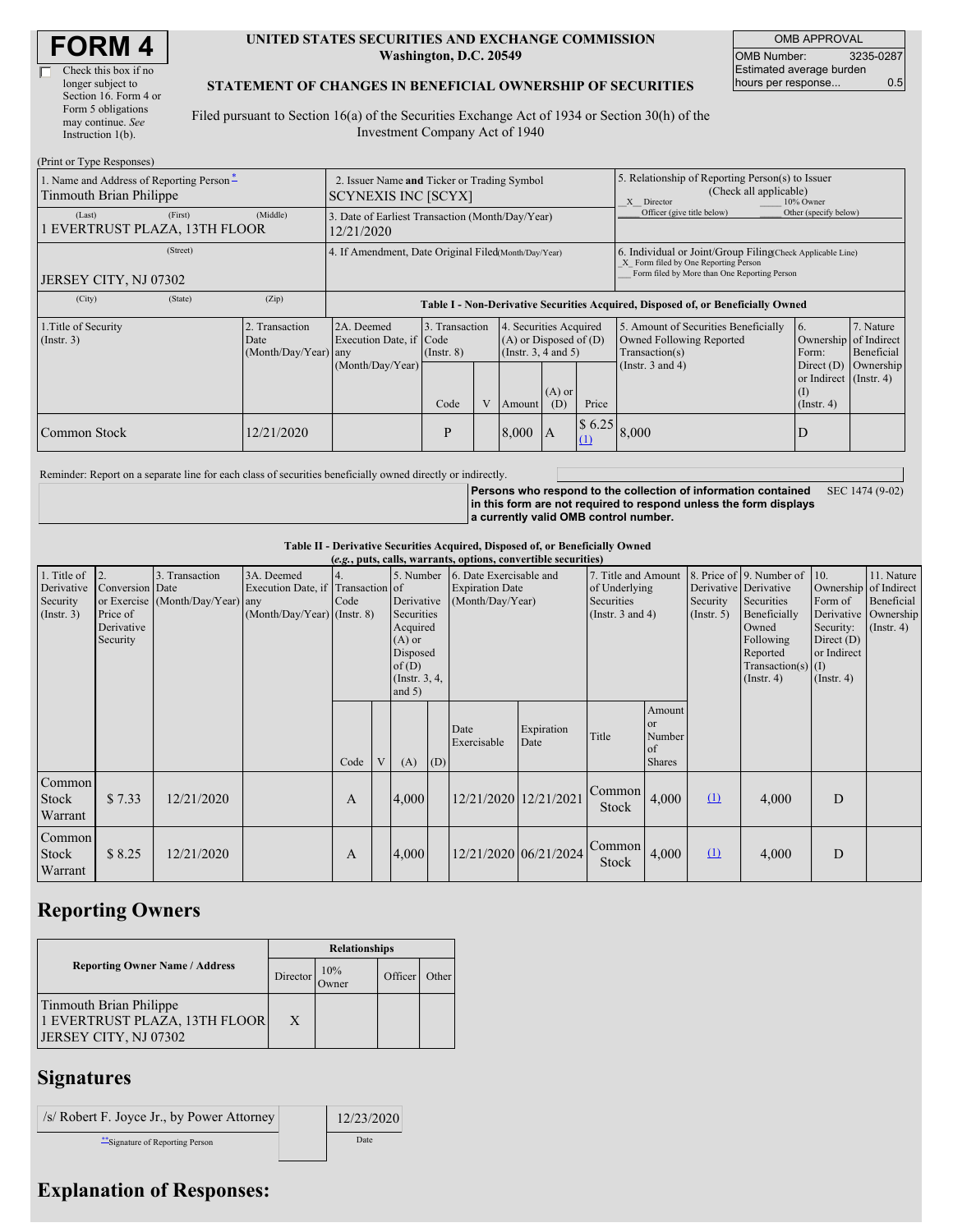# FORM 4

☐ Check this box if no longer subject to Section 16. Form 4 or Form 5 obligations may continue. *See* Instruction 1(b).

**UNITED STATES SECURITIES AND EXCHANGE COMMISSION**
**Washington, D.C. 20549**

**STATEMENT OF CHANGES IN BENEFICIAL OWNERSHIP OF SECURITIES**

Filed pursuant to Section 16(a) of the Securities Exchange Act of 1934 or Section 30(h) of the Investment Company Act of 1940

| OMB APPROVAL | |
|---|---|
| OMB Number: | 3235-0287 |
| Estimated average burden hours per response... | 0.5 |

(Print or Type Responses)

| 1. Name and Address of Reporting Person * | 2. Issuer Name and Ticker or Trading Symbol | 5. Relationship of Reporting Person(s) to Issuer (Check all applicable) |
|---|---|---|
| Tinmouth Brian Philippe | SCYNEXIS INC [SCYX] | _X_ Director ___ 10% Owner ___ Officer (give title below) ___ Other (specify below) |
| (Last) (First) (Middle) 1 EVERTRUST PLAZA, 13TH FLOOR | 3. Date of Earliest Transaction (Month/Day/Year) 12/21/2020 | |
| (Street) JERSEY CITY, NJ 07302 | 4. If Amendment, Date Original Filed (Month/Day/Year) | 6. Individual or Joint/Group Filing (Check Applicable Line) _X_ Form filed by One Reporting Person ___ Form filed by More than One Reporting Person |
| (City) (State) (Zip) | | |

**Table I - Non-Derivative Securities Acquired, Disposed of, or Beneficially Owned**

| 1.Title of Security (Instr. 3) | 2. Transaction Date (Month/Day/Year) | 2A. Deemed Execution Date, if any (Month/Day/Year) | 3. Transaction Code (Instr. 8) Code | V | 4. Securities Acquired (A) or Disposed of (D) (Instr. 3, 4 and 5) Amount | (A) or (D) | Price | 5. Amount of Securities Beneficially Owned Following Reported Transaction(s) (Instr. 3 and 4) | 6. Ownership Form: Direct (D) or Indirect (I) (Instr. 4) | 7. Nature of Indirect Beneficial Ownership (Instr. 4) |
|---|---|---|---|---|---|---|---|---|---|---|
| Common Stock | 12/21/2020 | | P | | 8,000 | A | $ 6.25 (1) | 8,000 | D | |

Reminder: Report on a separate line for each class of securities beneficially owned directly or indirectly.

**Persons who respond to the collection of information contained in this form are not required to respond unless the form displays a currently valid OMB control number.** SEC 1474 (9-02)

**Table II - Derivative Securities Acquired, Disposed of, or Beneficially Owned**
***(e.g., puts, calls, warrants, options, convertible securities)***

| 1. Title of Derivative Security (Instr. 3) | 2. Conversion or Exercise Price of Derivative Security | 3. Transaction Date (Month/Day/Year) | 3A. Deemed Execution Date, if any (Month/Day/Year) | 4. Transaction Code (Instr. 8) Code | V | 5. Number of Derivative Securities Acquired (A) or Disposed of (D) (Instr. 3, 4, and 5) (A) | (D) | 6. Date Exercisable and Expiration Date (Month/Day/Year) Date Exercisable | Expiration Date | 7. Title and Amount of Underlying Securities (Instr. 3 and 4) Title | Amount or Number of Shares | 8. Price of Derivative Security (Instr. 5) | 9. Number of Derivative Securities Beneficially Owned Following Reported Transaction(s) (Instr. 4) | 10. Ownership Form of Derivative Security: Direct (D) or Indirect (I) (Instr. 4) | 11. Nature of Indirect Beneficial Ownership (Instr. 4) |
|---|---|---|---|---|---|---|---|---|---|---|---|---|---|---|---|
| Common Stock Warrant | $ 7.33 | 12/21/2020 | | A | | 4,000 | | 12/21/2020 | 12/21/2021 | Common Stock | 4,000 | (1) | 4,000 | D | |
| Common Stock Warrant | $ 8.25 | 12/21/2020 | | A | | 4,000 | | 12/21/2020 | 06/21/2024 | Common Stock | 4,000 | (1) | 4,000 | D | |

## Reporting Owners

| Reporting Owner Name / Address | Director | 10% Owner | Officer | Other |
|---|---|---|---|---|
| Tinmouth Brian Philippe 1 EVERTRUST PLAZA, 13TH FLOOR JERSEY CITY, NJ 07302 | X | | | |

## Signatures

| /s/ Robert F. Joyce Jr., by Power Attorney | | 12/23/2020 |
|---|---|---|
| ** Signature of Reporting Person | | Date |

## Explanation of Responses: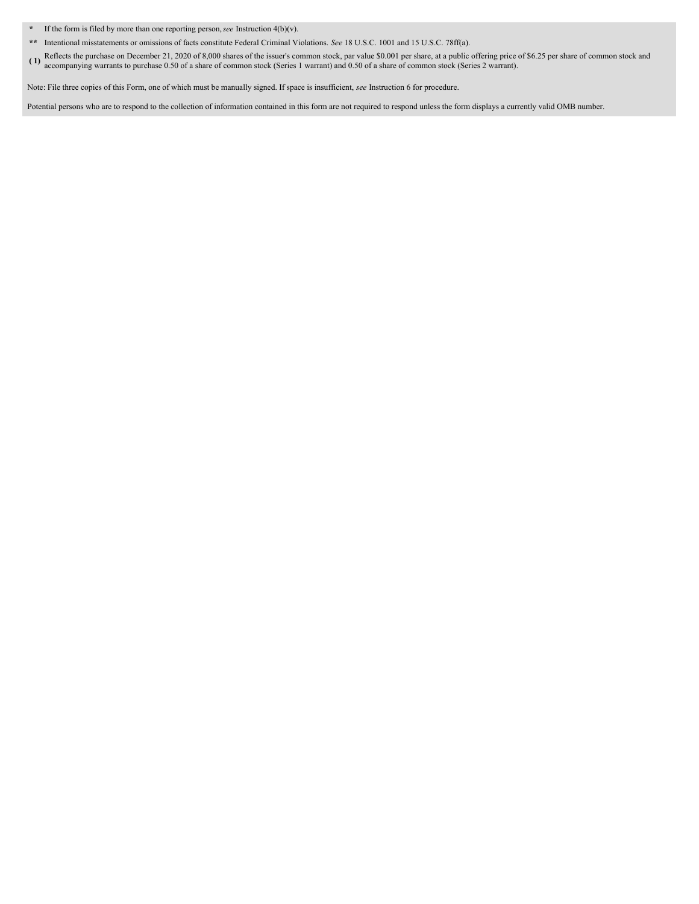\* If the form is filed by more than one reporting person, *see* Instruction 4(b)(v).

\*\* Intentional misstatements or omissions of facts constitute Federal Criminal Violations. *See* 18 U.S.C. 1001 and 15 U.S.C. 78ff(a).

**( 1)** Reflects the purchase on December 21, 2020 of 8,000 shares of the issuer's common stock, par value $0.001 per share, at a public offering price of $6.25 per share of common stock and accompanying warrants to purchase 0.50 of a share of common stock (Series 1 warrant) and 0.50 of a share of common stock (Series 2 warrant).

Note: File three copies of this Form, one of which must be manually signed. If space is insufficient, *see* Instruction 6 for procedure.

Potential persons who are to respond to the collection of information contained in this form are not required to respond unless the form displays a currently valid OMB number.